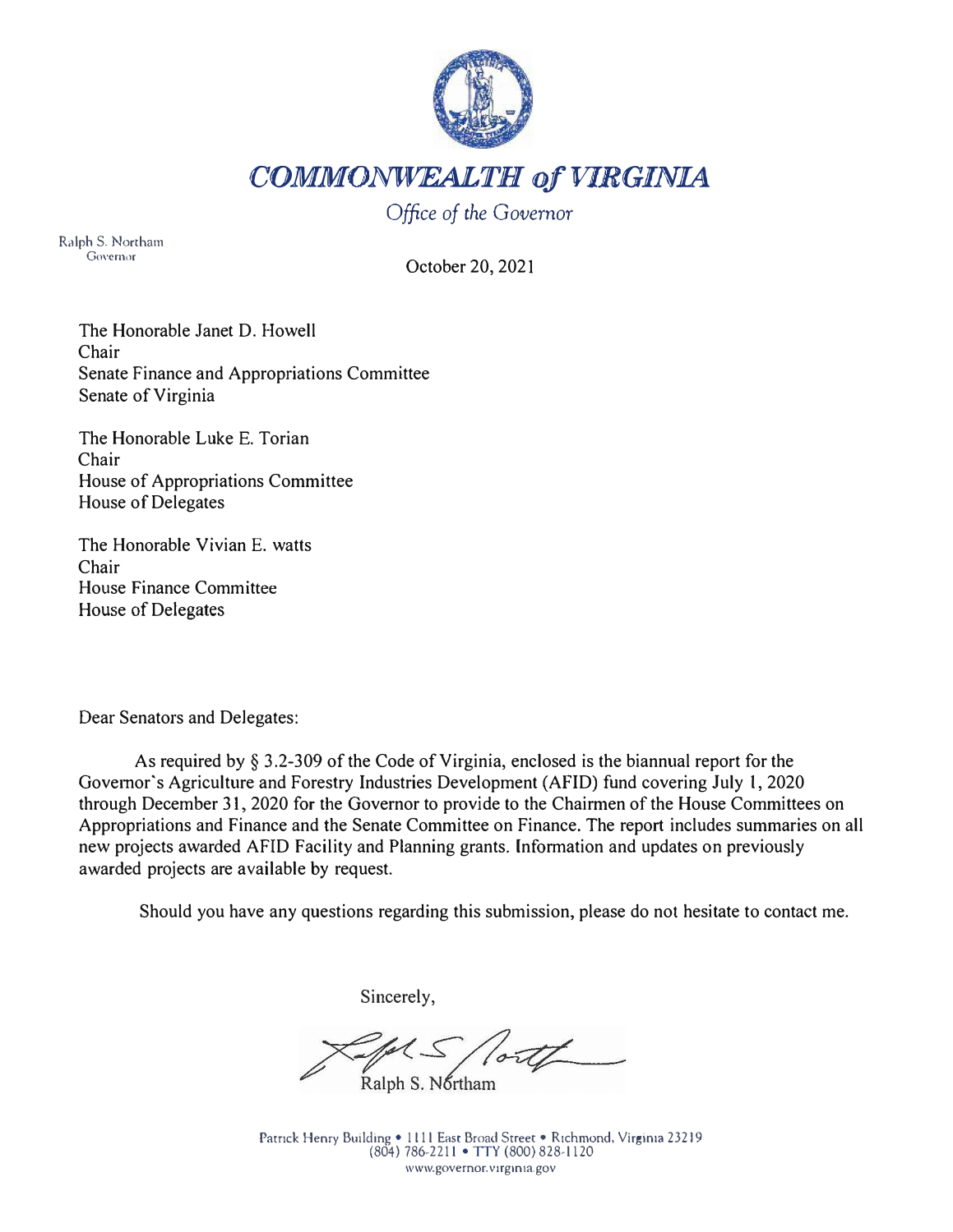# *COMMONWEALTH of VIRGINIA*

*Office of the Governor*

Ralph S. Northam
Governor

October 20, 2021

The Honorable Janet D. Howell
Chair
Senate Finance and Appropriations Committee
Senate of Virginia

The Honorable Luke E. Torian
Chair
House of Appropriations Committee
House of Delegates

The Honorable Vivian E. watts
Chair
House Finance Committee
House of Delegates

Dear Senators and Delegates:

As required by § 3.2-309 of the Code of Virginia, enclosed is the biannual report for the Governor's Agriculture and Forestry Industries Development (AFID) fund covering July 1, 2020 through December 31, 2020 for the Governor to provide to the Chairmen of the House Committees on Appropriations and Finance and the Senate Committee on Finance. The report includes summaries on all new projects awarded AFID Facility and Planning grants. Information and updates on previously awarded projects are available by request.

Should you have any questions regarding this submission, please do not hesitate to contact me.

Sincerely,

Ralph S. Northam

Patrick Henry Building • 1111 East Broad Street • Richmond, Virginia 23219
(804) 786-2211 • TTY (800) 828-1120
www.governor.virginia.gov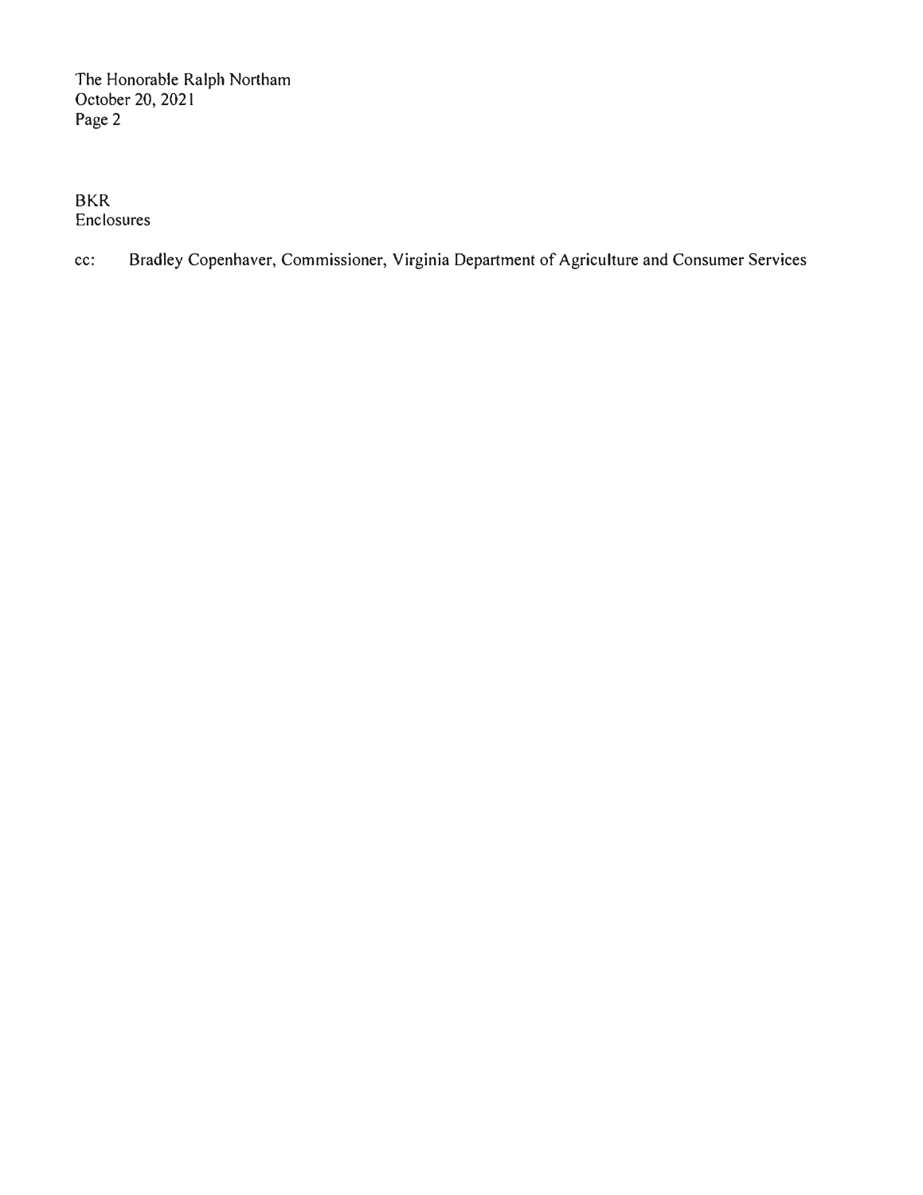BKR
Enclosures

cc: Bradley Copenhaver, Commissioner, Virginia Department of Agriculture and Consumer Services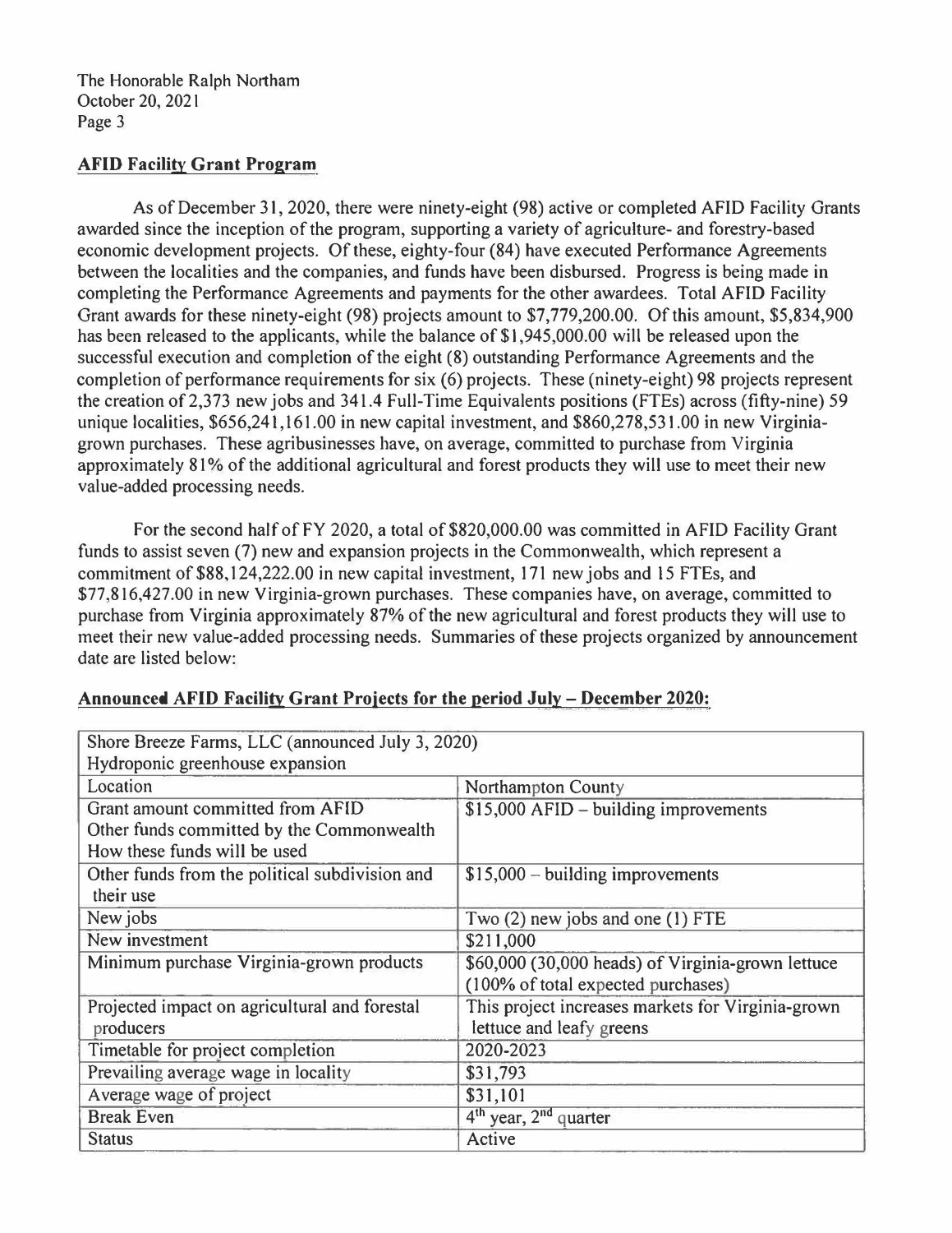## AFID Facility Grant Program

As of December 31, 2020, there were ninety-eight (98) active or completed AFID Facility Grants awarded since the inception of the program, supporting a variety of agriculture- and forestry-based economic development projects. Of these, eighty-four (84) have executed Performance Agreements between the localities and the companies, and funds have been disbursed. Progress is being made in completing the Performance Agreements and payments for the other awardees. Total AFID Facility Grant awards for these ninety-eight (98) projects amount to $7,779,200.00. Of this amount, $5,834,900 has been released to the applicants, while the balance of $1,945,000.00 will be released upon the successful execution and completion of the eight (8) outstanding Performance Agreements and the completion of performance requirements for six (6) projects. These (ninety-eight) 98 projects represent the creation of 2,373 new jobs and 341.4 Full-Time Equivalents positions (FTEs) across (fifty-nine) 59 unique localities, $656,241,161.00 in new capital investment, and $860,278,531.00 in new Virginia-grown purchases. These agribusinesses have, on average, committed to purchase from Virginia approximately 81% of the additional agricultural and forest products they will use to meet their new value-added processing needs.

For the second half of FY 2020, a total of $820,000.00 was committed in AFID Facility Grant funds to assist seven (7) new and expansion projects in the Commonwealth, which represent a commitment of $88,124,222.00 in new capital investment, 171 new jobs and 15 FTEs, and $77,816,427.00 in new Virginia-grown purchases. These companies have, on average, committed to purchase from Virginia approximately 87% of the new agricultural and forest products they will use to meet their new value-added processing needs. Summaries of these projects organized by announcement date are listed below:

### Announced AFID Facility Grant Projects for the period July – December 2020:

| Shore Breeze Farms, LLC (announced July 3, 2020)<br>Hydroponic greenhouse expansion | |
|---|---|
| Location | Northampton County |
| Grant amount committed from AFID<br>Other funds committed by the Commonwealth<br>How these funds will be used | $15,000 AFID – building improvements |
| Other funds from the political subdivision and their use | $15,000 – building improvements |
| New jobs | Two (2) new jobs and one (1) FTE |
| New investment | $211,000 |
| Minimum purchase Virginia-grown products | $60,000 (30,000 heads) of Virginia-grown lettuce (100% of total expected purchases) |
| Projected impact on agricultural and forestal producers | This project increases markets for Virginia-grown lettuce and leafy greens |
| Timetable for project completion | 2020-2023 |
| Prevailing average wage in locality | $31,793 |
| Average wage of project | $31,101 |
| Break Even | 4th year, 2nd quarter |
| Status | Active |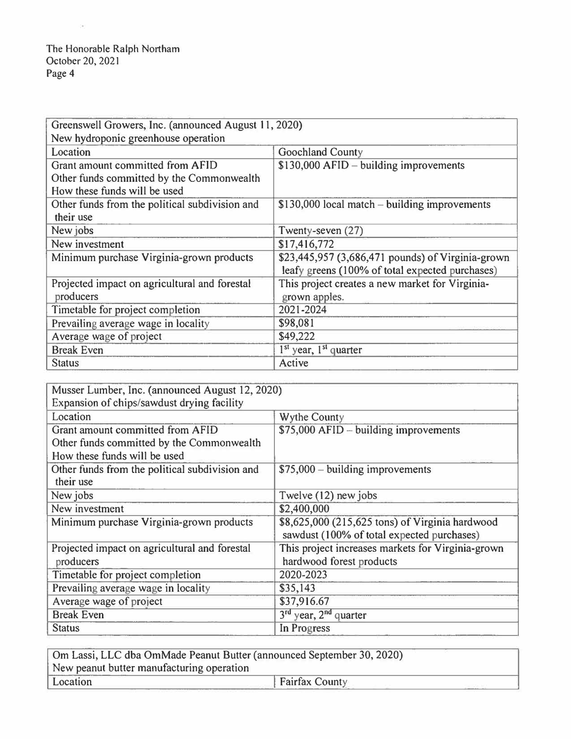The Honorable Ralph Northam
October 20, 2021

| Greenswell Growers, Inc. (announced August 11, 2020)<br>New hydroponic greenhouse operation | |
|---|---|
| Location | Goochland County |
| Grant amount committed from AFID<br>Other funds committed by the Commonwealth<br>How these funds will be used | $130,000 AFID – building improvements |
| Other funds from the political subdivision and their use | $130,000 local match – building improvements |
| New jobs | Twenty-seven (27) |
| New investment | $17,416,772 |
| Minimum purchase Virginia-grown products | $23,445,957 (3,686,471 pounds) of Virginia-grown leafy greens (100% of total expected purchases) |
| Projected impact on agricultural and forestal producers | This project creates a new market for Virginia-grown apples. |
| Timetable for project completion | 2021-2024 |
| Prevailing average wage in locality | $98,081 |
| Average wage of project | $49,222 |
| Break Even | 1st year, 1st quarter |
| Status | Active |

| Musser Lumber, Inc. (announced August 12, 2020)<br>Expansion of chips/sawdust drying facility | |
|---|---|
| Location | Wythe County |
| Grant amount committed from AFID<br>Other funds committed by the Commonwealth<br>How these funds will be used | $75,000 AFID – building improvements |
| Other funds from the political subdivision and their use | $75,000 – building improvements |
| New jobs | Twelve (12) new jobs |
| New investment | $2,400,000 |
| Minimum purchase Virginia-grown products | $8,625,000 (215,625 tons) of Virginia hardwood sawdust (100% of total expected purchases) |
| Projected impact on agricultural and forestal producers | This project increases markets for Virginia-grown hardwood forest products |
| Timetable for project completion | 2020-2023 |
| Prevailing average wage in locality | $35,143 |
| Average wage of project | $37,916.67 |
| Break Even | 3rd year, 2nd quarter |
| Status | In Progress |

| Om Lassi, LLC dba OmMade Peanut Butter (announced September 30, 2020)<br>New peanut butter manufacturing operation | |
|---|---|
| Location | Fairfax County |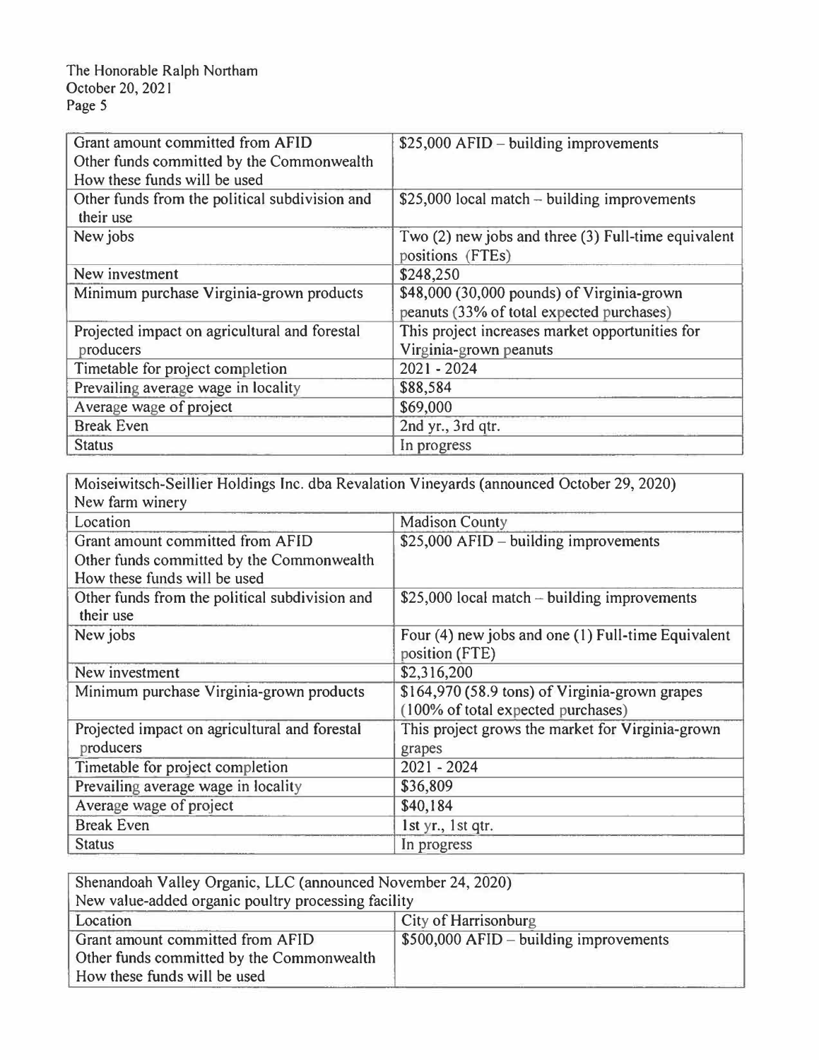| Grant amount committed from AFID<br>Other funds committed by the Commonwealth<br>How these funds will be used | $25,000 AFID – building improvements |
|---|---|
| Other funds from the political subdivision and their use | $25,000 local match – building improvements |
| New jobs | Two (2) new jobs and three (3) Full-time equivalent positions (FTEs) |
| New investment | $248,250 |
| Minimum purchase Virginia-grown products | $48,000 (30,000 pounds) of Virginia-grown peanuts (33% of total expected purchases) |
| Projected impact on agricultural and forestal producers | This project increases market opportunities for Virginia-grown peanuts |
| Timetable for project completion | 2021 - 2024 |
| Prevailing average wage in locality | $88,584 |
| Average wage of project | $69,000 |
| Break Even | 2nd yr., 3rd qtr. |
| Status | In progress |

| Moiseiwitsch-Seillier Holdings Inc. dba Revalation Vineyards (announced October 29, 2020)<br>New farm winery | |
|---|---|
| Location | Madison County |
| Grant amount committed from AFID<br>Other funds committed by the Commonwealth<br>How these funds will be used | $25,000 AFID – building improvements |
| Other funds from the political subdivision and their use | $25,000 local match – building improvements |
| New jobs | Four (4) new jobs and one (1) Full-time Equivalent position (FTE) |
| New investment | $2,316,200 |
| Minimum purchase Virginia-grown products | $164,970 (58.9 tons) of Virginia-grown grapes (100% of total expected purchases) |
| Projected impact on agricultural and forestal producers | This project grows the market for Virginia-grown grapes |
| Timetable for project completion | 2021 - 2024 |
| Prevailing average wage in locality | $36,809 |
| Average wage of project | $40,184 |
| Break Even | 1st yr., 1st qtr. |
| Status | In progress |

| Shenandoah Valley Organic, LLC (announced November 24, 2020)<br>New value-added organic poultry processing facility | |
|---|---|
| Location | City of Harrisonburg |
| Grant amount committed from AFID<br>Other funds committed by the Commonwealth<br>How these funds will be used | $500,000 AFID – building improvements |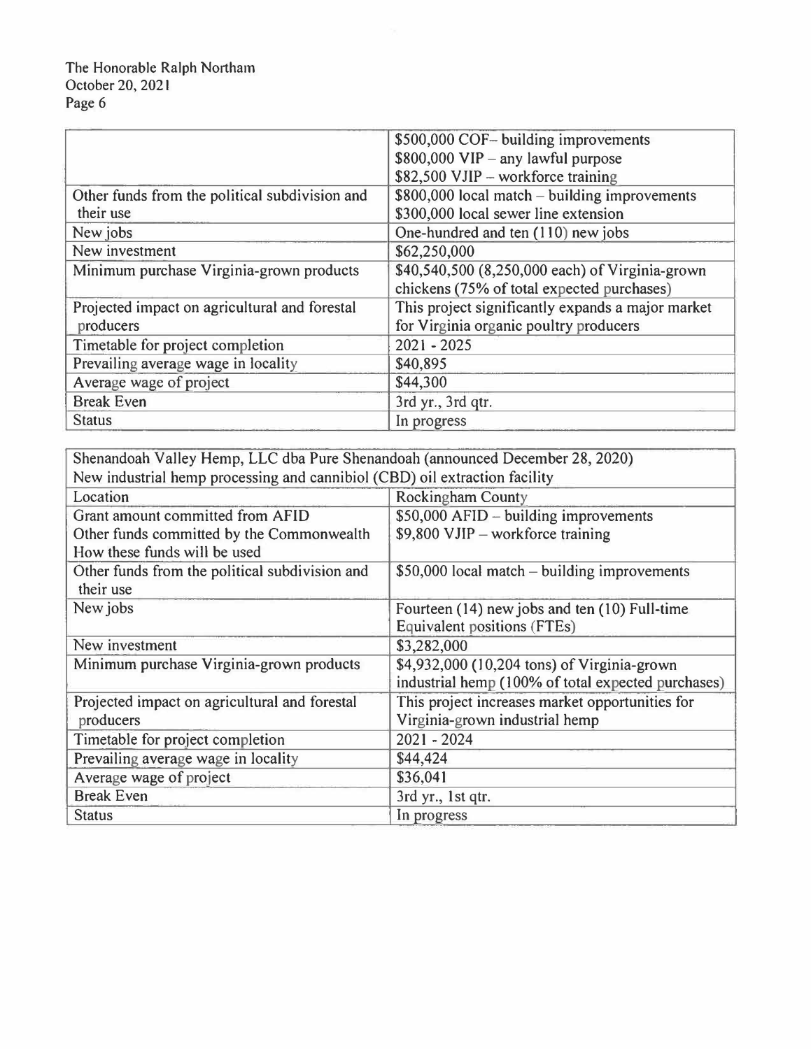| | |
|---|---|
| | \$500,000 COF– building improvements<br>\$800,000 VIP – any lawful purpose<br>\$82,500 VJIP – workforce training |
| Other funds from the political subdivision and their use | \$800,000 local match – building improvements<br>\$300,000 local sewer line extension |
| New jobs | One-hundred and ten (110) new jobs |
| New investment | \$62,250,000 |
| Minimum purchase Virginia-grown products | \$40,540,500 (8,250,000 each) of Virginia-grown chickens (75% of total expected purchases) |
| Projected impact on agricultural and forestal producers | This project significantly expands a major market for Virginia organic poultry producers |
| Timetable for project completion | 2021 - 2025 |
| Prevailing average wage in locality | \$40,895 |
| Average wage of project | \$44,300 |
| Break Even | 3rd yr., 3rd qtr. |
| Status | In progress |

| Shenandoah Valley Hemp, LLC dba Pure Shenandoah (announced December 28, 2020)<br>New industrial hemp processing and cannibiol (CBD) oil extraction facility | |
|---|---|
| Location | Rockingham County |
| Grant amount committed from AFID<br>Other funds committed by the Commonwealth<br>How these funds will be used | \$50,000 AFID – building improvements<br>\$9,800 VJIP – workforce training |
| Other funds from the political subdivision and their use | \$50,000 local match – building improvements |
| New jobs | Fourteen (14) new jobs and ten (10) Full-time Equivalent positions (FTEs) |
| New investment | \$3,282,000 |
| Minimum purchase Virginia-grown products | \$4,932,000 (10,204 tons) of Virginia-grown industrial hemp (100% of total expected purchases) |
| Projected impact on agricultural and forestal producers | This project increases market opportunities for Virginia-grown industrial hemp |
| Timetable for project completion | 2021 - 2024 |
| Prevailing average wage in locality | \$44,424 |
| Average wage of project | \$36,041 |
| Break Even | 3rd yr., 1st qtr. |
| Status | In progress |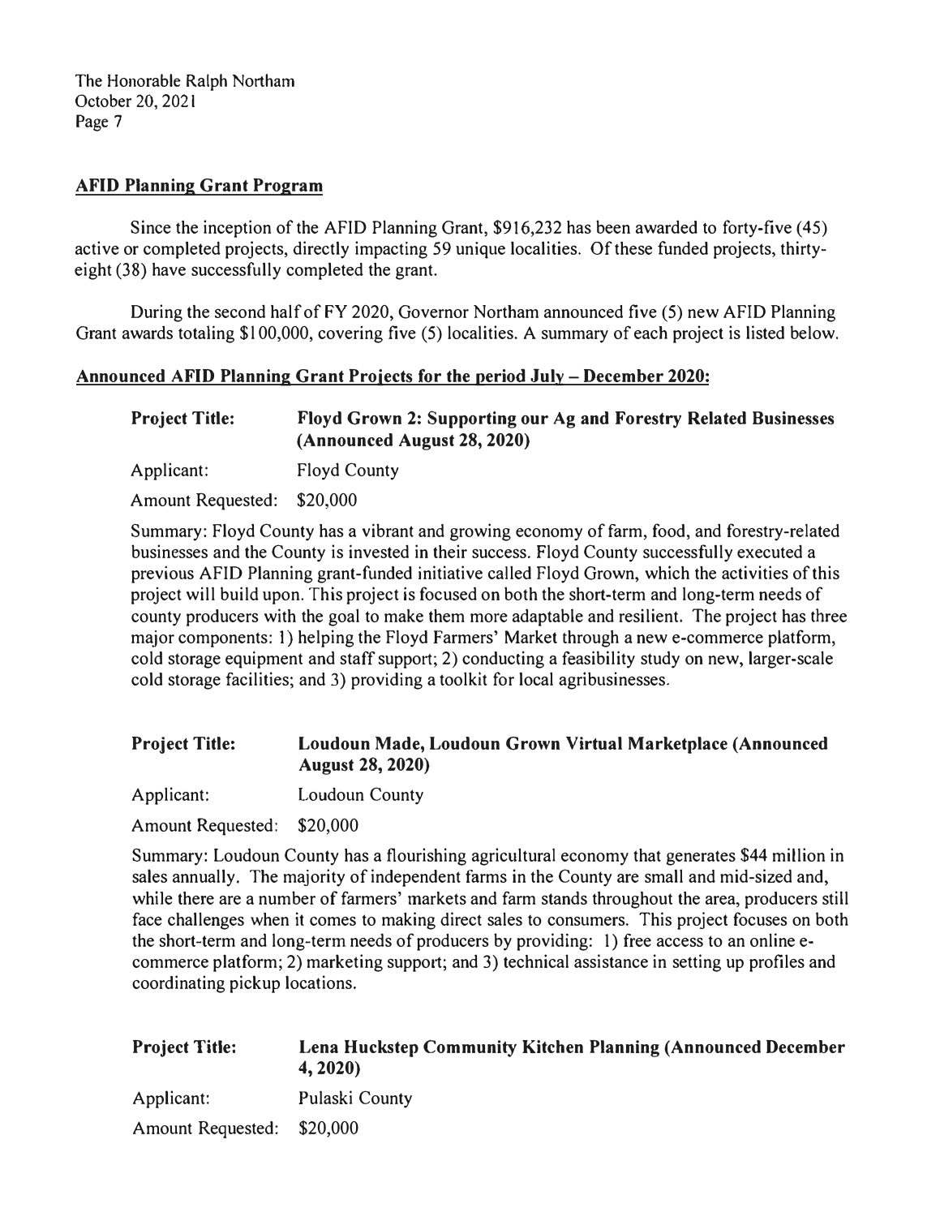## AFID Planning Grant Program

Since the inception of the AFID Planning Grant, $916,232 has been awarded to forty-five (45) active or completed projects, directly impacting 59 unique localities. Of these funded projects, thirty-eight (38) have successfully completed the grant.

During the second half of FY 2020, Governor Northam announced five (5) new AFID Planning Grant awards totaling $100,000, covering five (5) localities. A summary of each project is listed below.

### Announced AFID Planning Grant Projects for the period July – December 2020:

**Project Title:** **Floyd Grown 2: Supporting our Ag and Forestry Related Businesses (Announced August 28, 2020)**

Applicant: Floyd County

Amount Requested: $20,000

Summary: Floyd County has a vibrant and growing economy of farm, food, and forestry-related businesses and the County is invested in their success. Floyd County successfully executed a previous AFID Planning grant-funded initiative called Floyd Grown, which the activities of this project will build upon. This project is focused on both the short-term and long-term needs of county producers with the goal to make them more adaptable and resilient. The project has three major components: 1) helping the Floyd Farmers' Market through a new e-commerce platform, cold storage equipment and staff support; 2) conducting a feasibility study on new, larger-scale cold storage facilities; and 3) providing a toolkit for local agribusinesses.

**Project Title:** **Loudoun Made, Loudoun Grown Virtual Marketplace (Announced August 28, 2020)**

Applicant: Loudoun County

Amount Requested: $20,000

Summary: Loudoun County has a flourishing agricultural economy that generates $44 million in sales annually. The majority of independent farms in the County are small and mid-sized and, while there are a number of farmers' markets and farm stands throughout the area, producers still face challenges when it comes to making direct sales to consumers. This project focuses on both the short-term and long-term needs of producers by providing: 1) free access to an online e-commerce platform; 2) marketing support; and 3) technical assistance in setting up profiles and coordinating pickup locations.

**Project Title:** **Lena Huckstep Community Kitchen Planning (Announced December 4, 2020)**

Applicant: Pulaski County

Amount Requested: $20,000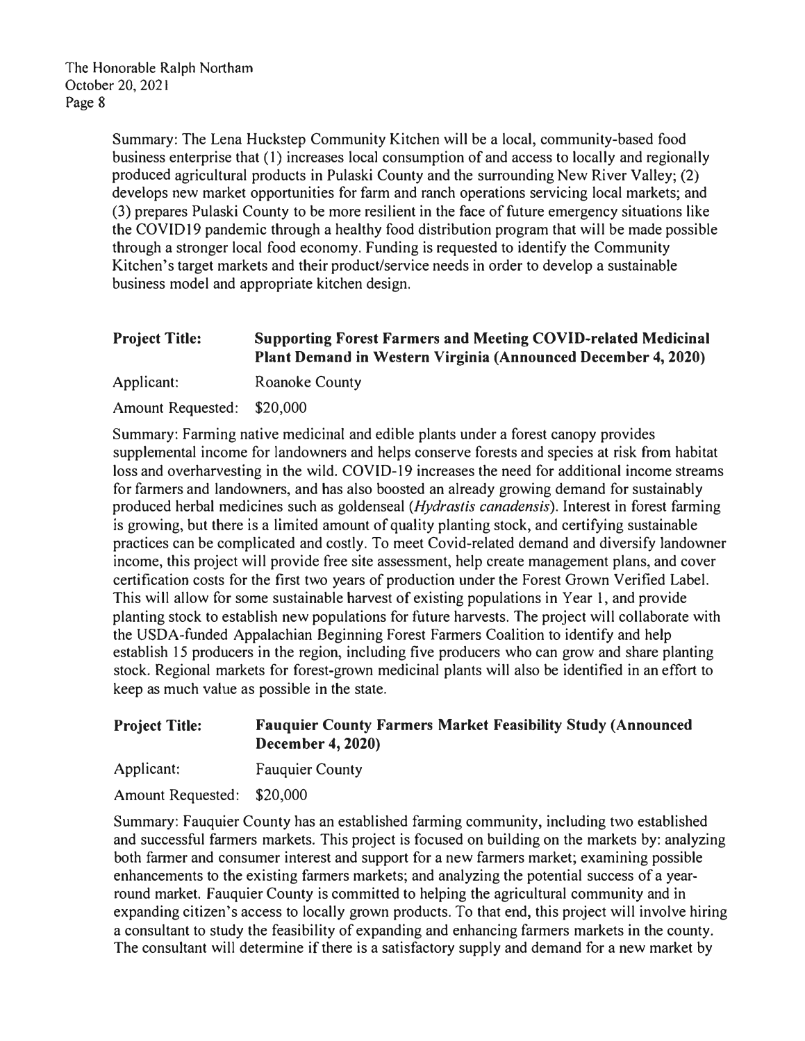Summary: The Lena Huckstep Community Kitchen will be a local, community-based food business enterprise that (1) increases local consumption of and access to locally and regionally produced agricultural products in Pulaski County and the surrounding New River Valley; (2) develops new market opportunities for farm and ranch operations servicing local markets; and (3) prepares Pulaski County to be more resilient in the face of future emergency situations like the COVID19 pandemic through a healthy food distribution program that will be made possible through a stronger local food economy. Funding is requested to identify the Community Kitchen's target markets and their product/service needs in order to develop a sustainable business model and appropriate kitchen design.

**Project Title:** **Supporting Forest Farmers and Meeting COVID-related Medicinal Plant Demand in Western Virginia (Announced December 4, 2020)**

Applicant: Roanoke County

Amount Requested: $20,000

Summary: Farming native medicinal and edible plants under a forest canopy provides supplemental income for landowners and helps conserve forests and species at risk from habitat loss and overharvesting in the wild. COVID-19 increases the need for additional income streams for farmers and landowners, and has also boosted an already growing demand for sustainably produced herbal medicines such as goldenseal (*Hydrastis canadensis*). Interest in forest farming is growing, but there is a limited amount of quality planting stock, and certifying sustainable practices can be complicated and costly. To meet Covid-related demand and diversify landowner income, this project will provide free site assessment, help create management plans, and cover certification costs for the first two years of production under the Forest Grown Verified Label. This will allow for some sustainable harvest of existing populations in Year 1, and provide planting stock to establish new populations for future harvests. The project will collaborate with the USDA-funded Appalachian Beginning Forest Farmers Coalition to identify and help establish 15 producers in the region, including five producers who can grow and share planting stock. Regional markets for forest-grown medicinal plants will also be identified in an effort to keep as much value as possible in the state.

**Project Title:** **Fauquier County Farmers Market Feasibility Study (Announced December 4, 2020)**

Applicant: Fauquier County

Amount Requested: $20,000

Summary: Fauquier County has an established farming community, including two established and successful farmers markets. This project is focused on building on the markets by: analyzing both farmer and consumer interest and support for a new farmers market; examining possible enhancements to the existing farmers markets; and analyzing the potential success of a year-round market. Fauquier County is committed to helping the agricultural community and in expanding citizen's access to locally grown products. To that end, this project will involve hiring a consultant to study the feasibility of expanding and enhancing farmers markets in the county. The consultant will determine if there is a satisfactory supply and demand for a new market by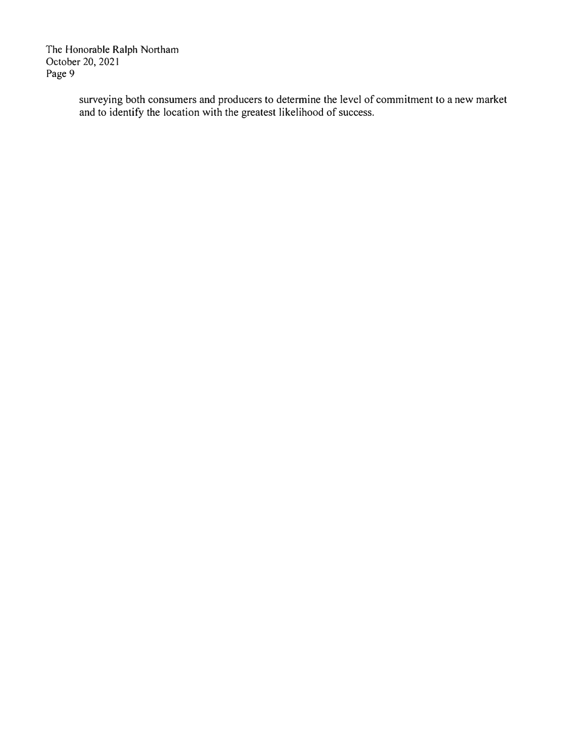surveying both consumers and producers to determine the level of commitment to a new market and to identify the location with the greatest likelihood of success.